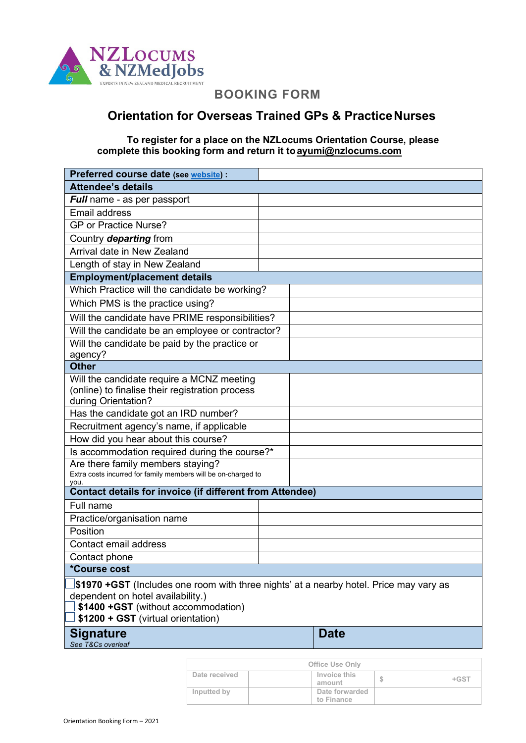NZLocums & NZMedJobs

EXPERTS IN NEW ZEALAND MEDICAL RECRUITMENT

# BOOKING FORM

## Orientation for Overseas Trained GPs & Practice Nurses

**To register for a place on the NZLocums Orientation Course, please complete this booking form and return it to ayumi@nzlocums.com**

| **Preferred course date** (see website) : | |
|---|---|
| **Attendee's details** | |
| ***Full*** name - as per passport | |
| Email address | |
| GP or Practice Nurse? | |
| Country ***departing*** from | |
| Arrival date in New Zealand | |
| Length of stay in New Zealand | |
| **Employment/placement details** | |
| Which Practice will the candidate be working? | |
| Which PMS is the practice using? | |
| Will the candidate have PRIME responsibilities? | |
| Will the candidate be an employee or contractor? | |
| Will the candidate be paid by the practice or agency? | |
| **Other** | |
| Will the candidate require a MCNZ meeting (online) to finalise their registration process during Orientation? | |
| Has the candidate got an IRD number? | |
| Recruitment agency's name, if applicable | |
| How did you hear about this course? | |
| Is accommodation required during the course?* | |
| Are there family members staying? Extra costs incurred for family members will be on-charged to you. | |
| **Contact details for invoice (if different from Attendee)** | |
| Full name | |
| Practice/organisation name | |
| Position | |
| Contact email address | |
| Contact phone | |
| ***Course cost** | |

☐ **$1970 +GST** (Includes one room with three nights' at a nearby hotel. Price may vary as dependent on hotel availability.)
☐ **$1400 +GST** (without accommodation)
☐ **$1200 + GST** (virtual orientation)

| **Signature** *See T&Cs overleaf* | **Date** |
|---|---|

| Office Use Only | | | |
|---|---|---|---|
| Date received | | Invoice this amount | $ +GST |
| Inputted by | | Date forwarded to Finance | |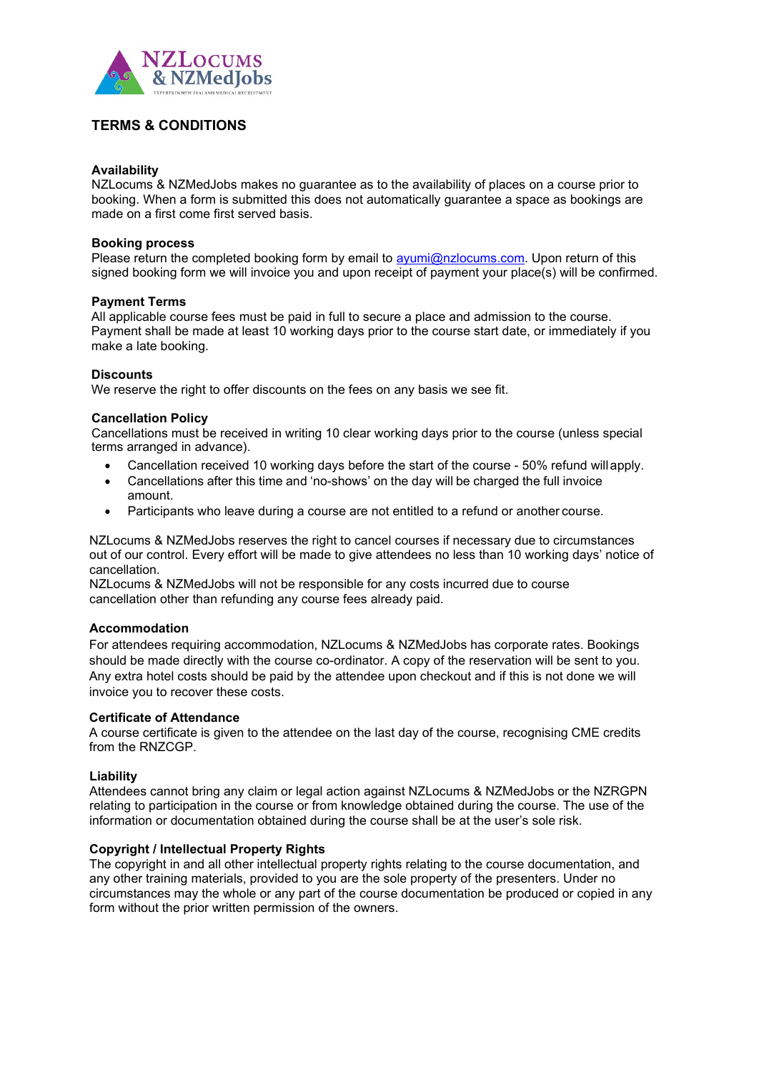## TERMS & CONDITIONS

### Availability

NZLocums & NZMedJobs makes no guarantee as to the availability of places on a course prior to booking. When a form is submitted this does not automatically guarantee a space as bookings are made on a first come first served basis.

### Booking process

Please return the completed booking form by email to ayumi@nzlocums.com. Upon return of this signed booking form we will invoice you and upon receipt of payment your place(s) will be confirmed.

### Payment Terms

All applicable course fees must be paid in full to secure a place and admission to the course. Payment shall be made at least 10 working days prior to the course start date, or immediately if you make a late booking.

### Discounts

We reserve the right to offer discounts on the fees on any basis we see fit.

### Cancellation Policy

Cancellations must be received in writing 10 clear working days prior to the course (unless special terms arranged in advance).

- Cancellation received 10 working days before the start of the course - 50% refund will apply.
- Cancellations after this time and 'no-shows' on the day will be charged the full invoice amount.
- Participants who leave during a course are not entitled to a refund or another course.

NZLocums & NZMedJobs reserves the right to cancel courses if necessary due to circumstances out of our control. Every effort will be made to give attendees no less than 10 working days' notice of cancellation.
NZLocums & NZMedJobs will not be responsible for any costs incurred due to course cancellation other than refunding any course fees already paid.

### Accommodation

For attendees requiring accommodation, NZLocums & NZMedJobs has corporate rates. Bookings should be made directly with the course co-ordinator. A copy of the reservation will be sent to you. Any extra hotel costs should be paid by the attendee upon checkout and if this is not done we will invoice you to recover these costs.

### Certificate of Attendance

A course certificate is given to the attendee on the last day of the course, recognising CME credits from the RNZCGP.

### Liability

Attendees cannot bring any claim or legal action against NZLocums & NZMedJobs or the NZRGPN relating to participation in the course or from knowledge obtained during the course. The use of the information or documentation obtained during the course shall be at the user's sole risk.

### Copyright / Intellectual Property Rights

The copyright in and all other intellectual property rights relating to the course documentation, and any other training materials, provided to you are the sole property of the presenters. Under no circumstances may the whole or any part of the course documentation be produced or copied in any form without the prior written permission of the owners.